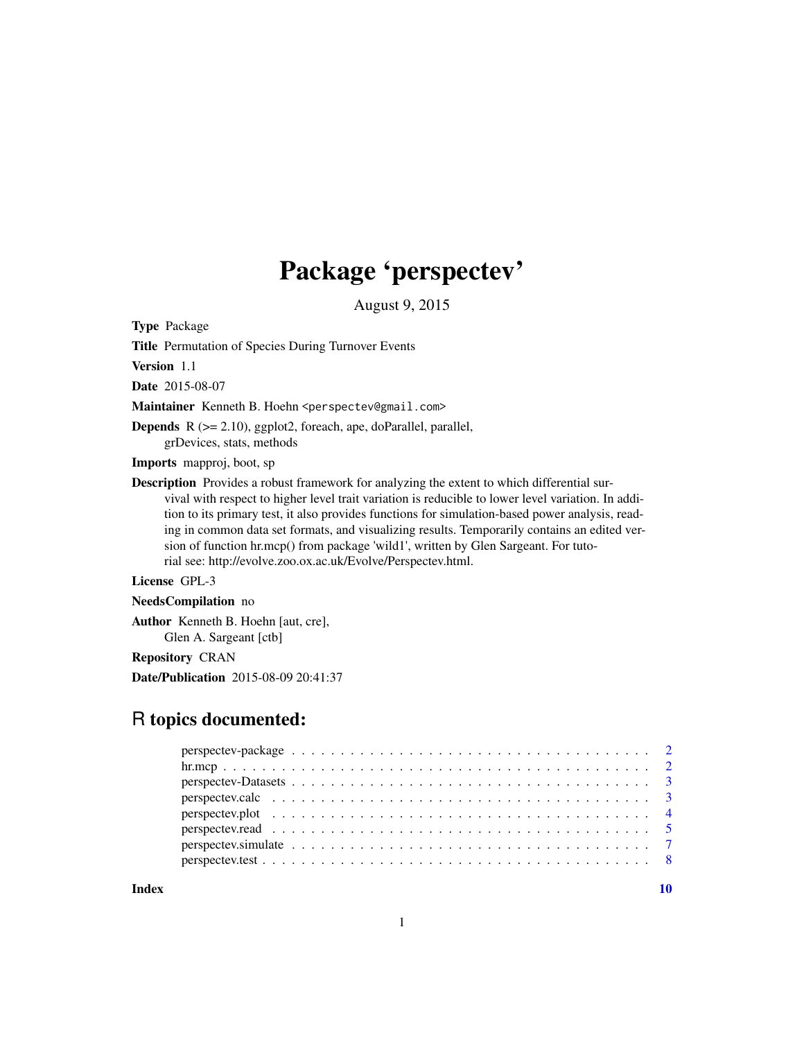# Package 'perspectev'

August 9, 2015

**Type** Package

**Title** Permutation of Species During Turnover Events

**Version** 1.1

**Date** 2015-08-07

**Maintainer** Kenneth B. Hoehn <perspectev@gmail.com>

**Depends** R (>= 2.10), ggplot2, foreach, ape, doParallel, parallel, grDevices, stats, methods

**Imports** mapproj, boot, sp

**Description** Provides a robust framework for analyzing the extent to which differential survival with respect to higher level trait variation is reducible to lower level variation. In addition to its primary test, it also provides functions for simulation-based power analysis, reading in common data set formats, and visualizing results. Temporarily contains an edited version of function hr.mcp() from package 'wild1', written by Glen Sargeant. For tutorial see: http://evolve.zoo.ox.ac.uk/Evolve/Perspectev.html.

**License** GPL-3

**NeedsCompilation** no

**Author** Kenneth B. Hoehn [aut, cre], Glen A. Sargeant [ctb]

**Repository** CRAN

**Date/Publication** 2015-08-09 20:41:37

## R topics documented:

- perspectev-package . . . . . . . . . . . . . . . . . . . . . . . . . . . . . . . . . . 2
- hr.mcp . . . . . . . . . . . . . . . . . . . . . . . . . . . . . . . . . . . . . . . . . 2
- perspectev-Datasets . . . . . . . . . . . . . . . . . . . . . . . . . . . . . . . . . . 3
- perspectev.calc . . . . . . . . . . . . . . . . . . . . . . . . . . . . . . . . . . . . 3
- perspectev.plot . . . . . . . . . . . . . . . . . . . . . . . . . . . . . . . . . . . . 4
- perspectev.read . . . . . . . . . . . . . . . . . . . . . . . . . . . . . . . . . . . . 5
- perspectev.simulate . . . . . . . . . . . . . . . . . . . . . . . . . . . . . . . . . . 7
- perspectev.test . . . . . . . . . . . . . . . . . . . . . . . . . . . . . . . . . . . . 8

**Index** 10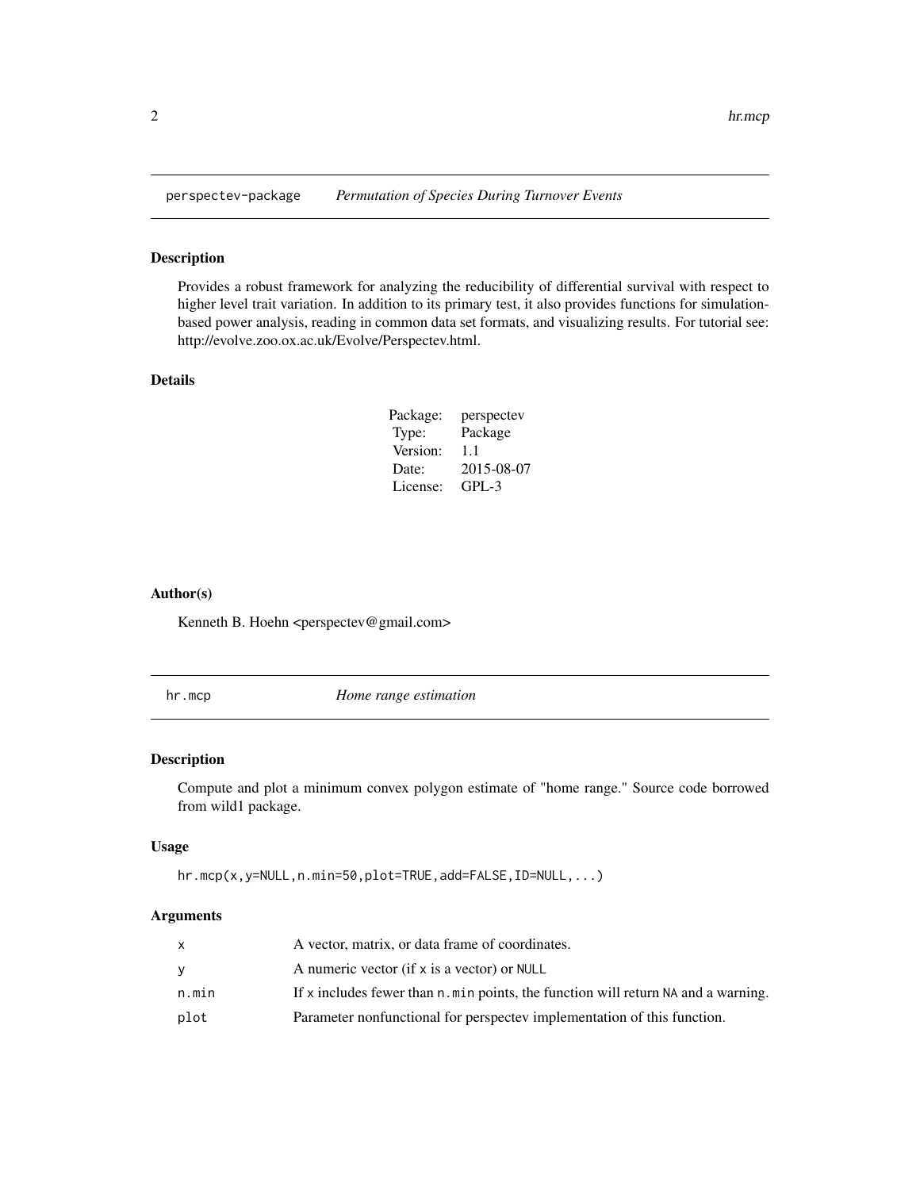## perspectev-package *Permutation of Species During Turnover Events*

### Description

Provides a robust framework for analyzing the reducibility of differential survival with respect to higher level trait variation. In addition to its primary test, it also provides functions for simulation-based power analysis, reading in common data set formats, and visualizing results. For tutorial see: http://evolve.zoo.ox.ac.uk/Evolve/Perspectev.html.

### Details

| | |
|---|---|
| Package: | perspectev |
| Type: | Package |
| Version: | 1.1 |
| Date: | 2015-08-07 |
| License: | GPL-3 |

### Author(s)

Kenneth B. Hoehn <perspectev@gmail.com>

## hr.mcp *Home range estimation*

### Description

Compute and plot a minimum convex polygon estimate of "home range." Source code borrowed from wild1 package.

### Usage

```
hr.mcp(x,y=NULL,n.min=50,plot=TRUE,add=FALSE,ID=NULL,...)
```

### Arguments

| | |
|---|---|
| x | A vector, matrix, or data frame of coordinates. |
| y | A numeric vector (if x is a vector) or NULL |
| n.min | If x includes fewer than n.min points, the function will return NA and a warning. |
| plot | Parameter nonfunctional for perspectev implementation of this function. |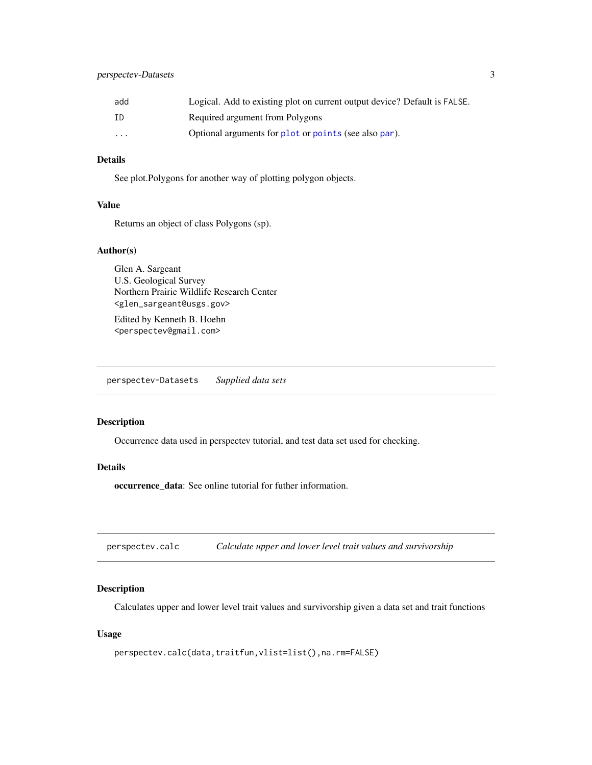| | |
|---|---|
| add | Logical. Add to existing plot on current output device? Default is FALSE. |
| ID | Required argument from Polygons |
| ... | Optional arguments for plot or points (see also par). |

### Details

See plot.Polygons for another way of plotting polygon objects.

### Value

Returns an object of class Polygons (sp).

### Author(s)

Glen A. Sargeant
U.S. Geological Survey
Northern Prairie Wildlife Research Center
<glen_sargeant@usgs.gov>

Edited by Kenneth B. Hoehn
<perspectev@gmail.com>

---

## perspectev-Datasets *Supplied data sets*

---

### Description

Occurrence data used in perspectev tutorial, and test data set used for checking.

### Details

**occurrence_data**: See online tutorial for futher information.

---

## perspectev.calc *Calculate upper and lower level trait values and survivorship*

---

### Description

Calculates upper and lower level trait values and survivorship given a data set and trait functions

### Usage

```
perspectev.calc(data,traitfun,vlist=list(),na.rm=FALSE)
```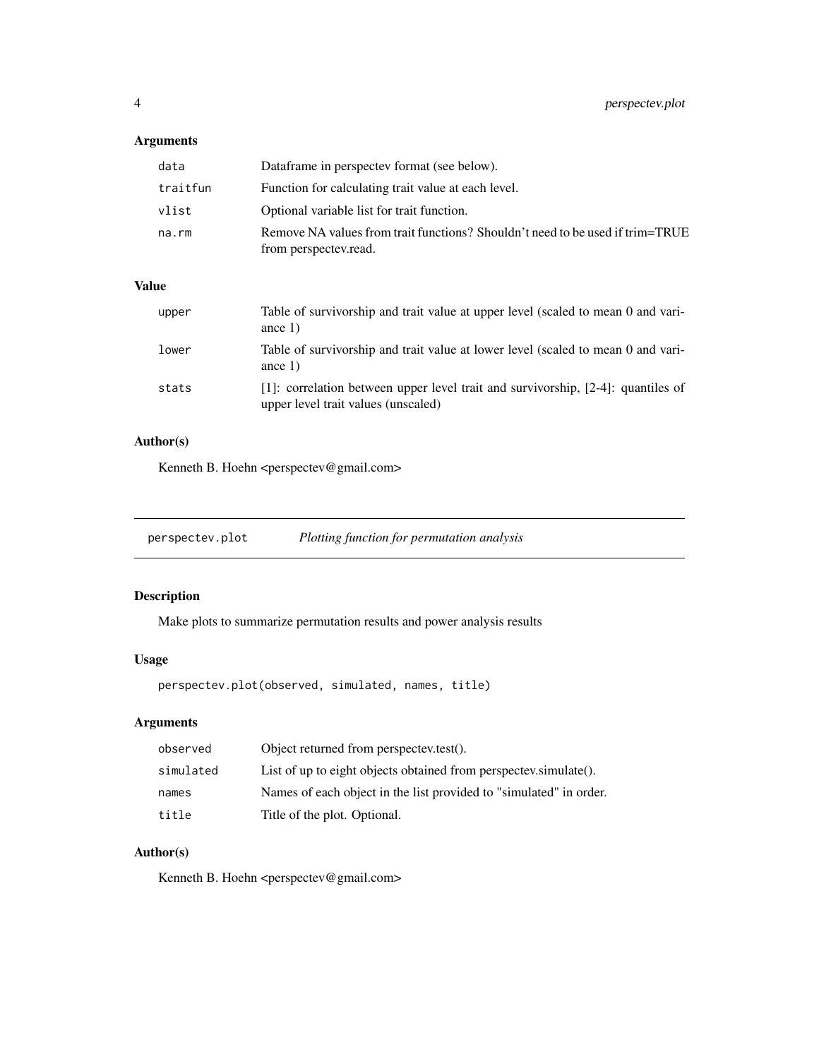### Arguments

| | |
|---|---|
| `data` | Dataframe in perspectev format (see below). |
| `traitfun` | Function for calculating trait value at each level. |
| `vlist` | Optional variable list for trait function. |
| `na.rm` | Remove NA values from trait functions? Shouldn't need to be used if trim=TRUE from perspectev.read. |

### Value

| | |
|---|---|
| `upper` | Table of survivorship and trait value at upper level (scaled to mean 0 and variance 1) |
| `lower` | Table of survivorship and trait value at lower level (scaled to mean 0 and variance 1) |
| `stats` | [1]: correlation between upper level trait and survivorship, [2-4]: quantiles of upper level trait values (unscaled) |

### Author(s)

Kenneth B. Hoehn <perspectev@gmail.com>

---

## `perspectev.plot` *Plotting function for permutation analysis*

---

### Description

Make plots to summarize permutation results and power analysis results

### Usage

```
perspectev.plot(observed, simulated, names, title)
```

### Arguments

| | |
|---|---|
| `observed` | Object returned from perspectev.test(). |
| `simulated` | List of up to eight objects obtained from perspectev.simulate(). |
| `names` | Names of each object in the list provided to "simulated" in order. |
| `title` | Title of the plot. Optional. |

### Author(s)

Kenneth B. Hoehn <perspectev@gmail.com>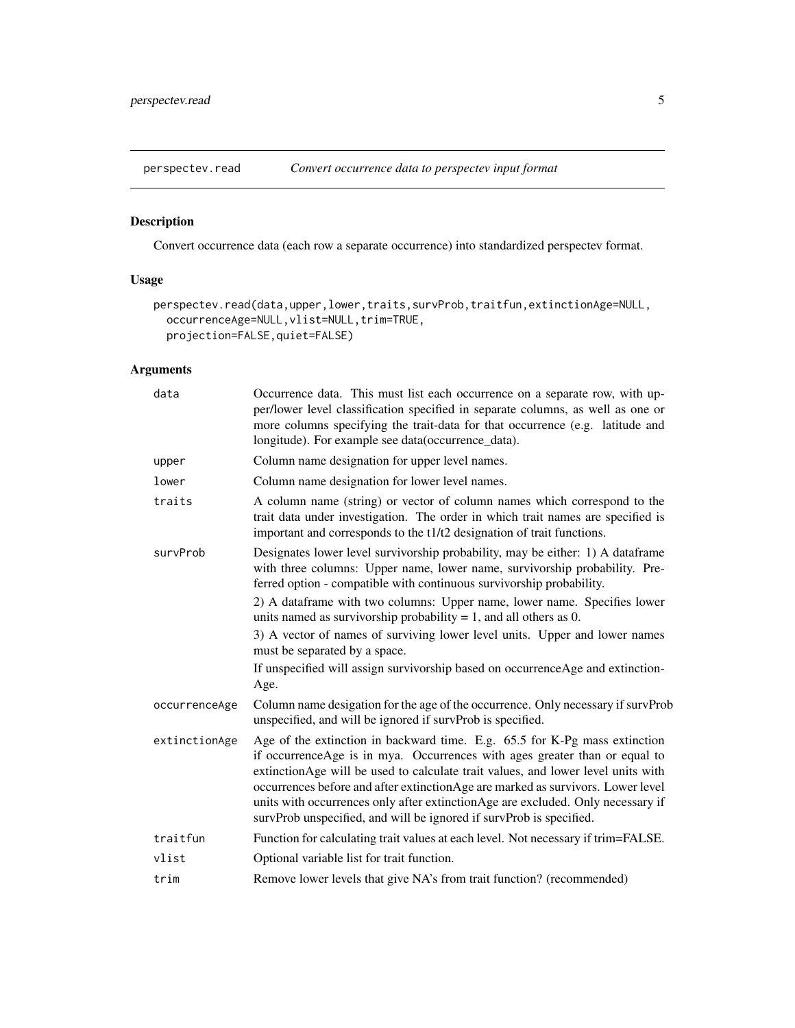## perspectev.read — *Convert occurrence data to perspectev input format*

### Description

Convert occurrence data (each row a separate occurrence) into standardized perspectev format.

### Usage

```
perspectev.read(data,upper,lower,traits,survProb,traitfun,extinctionAge=NULL,
  occurrenceAge=NULL,vlist=NULL,trim=TRUE,
  projection=FALSE,quiet=FALSE)
```

### Arguments

| Argument | Description |
| --- | --- |
| `data` | Occurrence data. This must list each occurrence on a separate row, with upper/lower level classification specified in separate columns, as well as one or more columns specifying the trait-data for that occurrence (e.g. latitude and longitude). For example see data(occurrence_data). |
| `upper` | Column name designation for upper level names. |
| `lower` | Column name designation for lower level names. |
| `traits` | A column name (string) or vector of column names which correspond to the trait data under investigation. The order in which trait names are specified is important and corresponds to the t1/t2 designation of trait functions. |
| `survProb` | Designates lower level survivorship probability, may be either: 1) A dataframe with three columns: Upper name, lower name, survivorship probability. Preferred option - compatible with continuous survivorship probability. 2) A dataframe with two columns: Upper name, lower name. Specifies lower units named as survivorship probability = 1, and all others as 0. 3) A vector of names of surviving lower level units. Upper and lower names must be separated by a space. If unspecified will assign survivorship based on occurrenceAge and extinctionAge. |
| `occurrenceAge` | Column name desigation for the age of the occurrence. Only necessary if survProb unspecified, and will be ignored if survProb is specified. |
| `extinctionAge` | Age of the extinction in backward time. E.g. 65.5 for K-Pg mass extinction if occurrenceAge is in mya. Occurrences with ages greater than or equal to extinctionAge will be used to calculate trait values, and lower level units with occurrences before and after extinctionAge are marked as survivors. Lower level units with occurrences only after extinctionAge are excluded. Only necessary if survProb unspecified, and will be ignored if survProb is specified. |
| `traitfun` | Function for calculating trait values at each level. Not necessary if trim=FALSE. |
| `vlist` | Optional variable list for trait function. |
| `trim` | Remove lower levels that give NA's from trait function? (recommended) |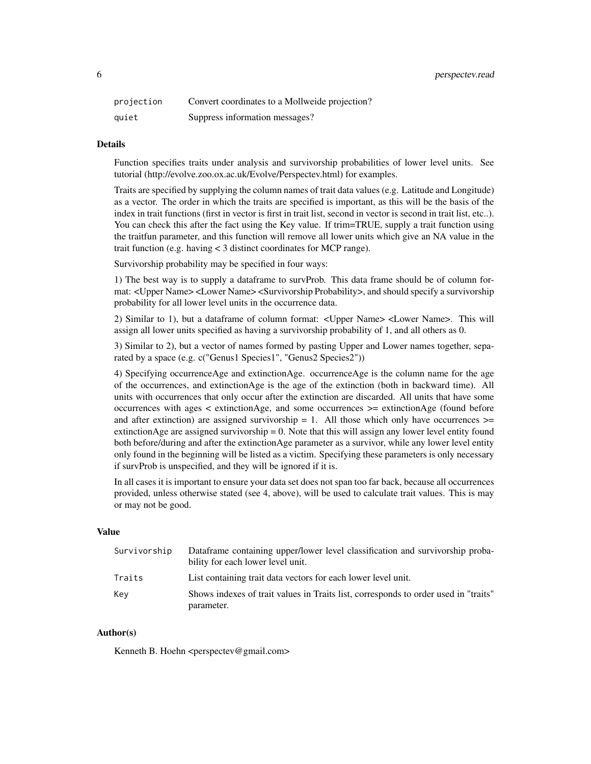| | |
|---|---|
| projection | Convert coordinates to a Mollweide projection? |
| quiet | Suppress information messages? |

### Details

Function specifies traits under analysis and survivorship probabilities of lower level units. See tutorial (http://evolve.zoo.ox.ac.uk/Evolve/Perspectev.html) for examples.

Traits are specified by supplying the column names of trait data values (e.g. Latitude and Longitude) as a vector. The order in which the traits are specified is important, as this will be the basis of the index in trait functions (first in vector is first in trait list, second in vector is second in trait list, etc..). You can check this after the fact using the Key value. If trim=TRUE, supply a trait function using the traitfun parameter, and this function will remove all lower units which give an NA value in the trait function (e.g. having < 3 distinct coordinates for MCP range).

Survivorship probability may be specified in four ways:

1) The best way is to supply a dataframe to survProb. This data frame should be of column format: <Upper Name> <Lower Name> <Survivorship Probability>, and should specify a survivorship probability for all lower level units in the occurrence data.

2) Similar to 1), but a dataframe of column format: <Upper Name> <Lower Name>. This will assign all lower units specified as having a survivorship probability of 1, and all others as 0.

3) Similar to 2), but a vector of names formed by pasting Upper and Lower names together, separated by a space (e.g. c("Genus1 Species1", "Genus2 Species2"))

4) Specifying occurrenceAge and extinctionAge. occurrenceAge is the column name for the age of the occurrences, and extinctionAge is the age of the extinction (both in backward time). All units with occurrences that only occur after the extinction are discarded. All units that have some occurrences with ages < extinctionAge, and some occurrences >= extinctionAge (found before and after extinction) are assigned survivorship = 1. All those which only have occurrences >= extinctionAge are assigned survivorship = 0. Note that this will assign any lower level entity found both before/during and after the extinctionAge parameter as a survivor, while any lower level entity only found in the beginning will be listed as a victim. Specifying these parameters is only necessary if survProb is unspecified, and they will be ignored if it is.

In all cases it is important to ensure your data set does not span too far back, because all occurrences provided, unless otherwise stated (see 4, above), will be used to calculate trait values. This is may or may not be good.

### Value

| | |
|---|---|
| Survivorship | Dataframe containing upper/lower level classification and survivorship probability for each lower level unit. |
| Traits | List containing trait data vectors for each lower level unit. |
| Key | Shows indexes of trait values in Traits list, corresponds to order used in "traits" parameter. |

### Author(s)

Kenneth B. Hoehn <perspectev@gmail.com>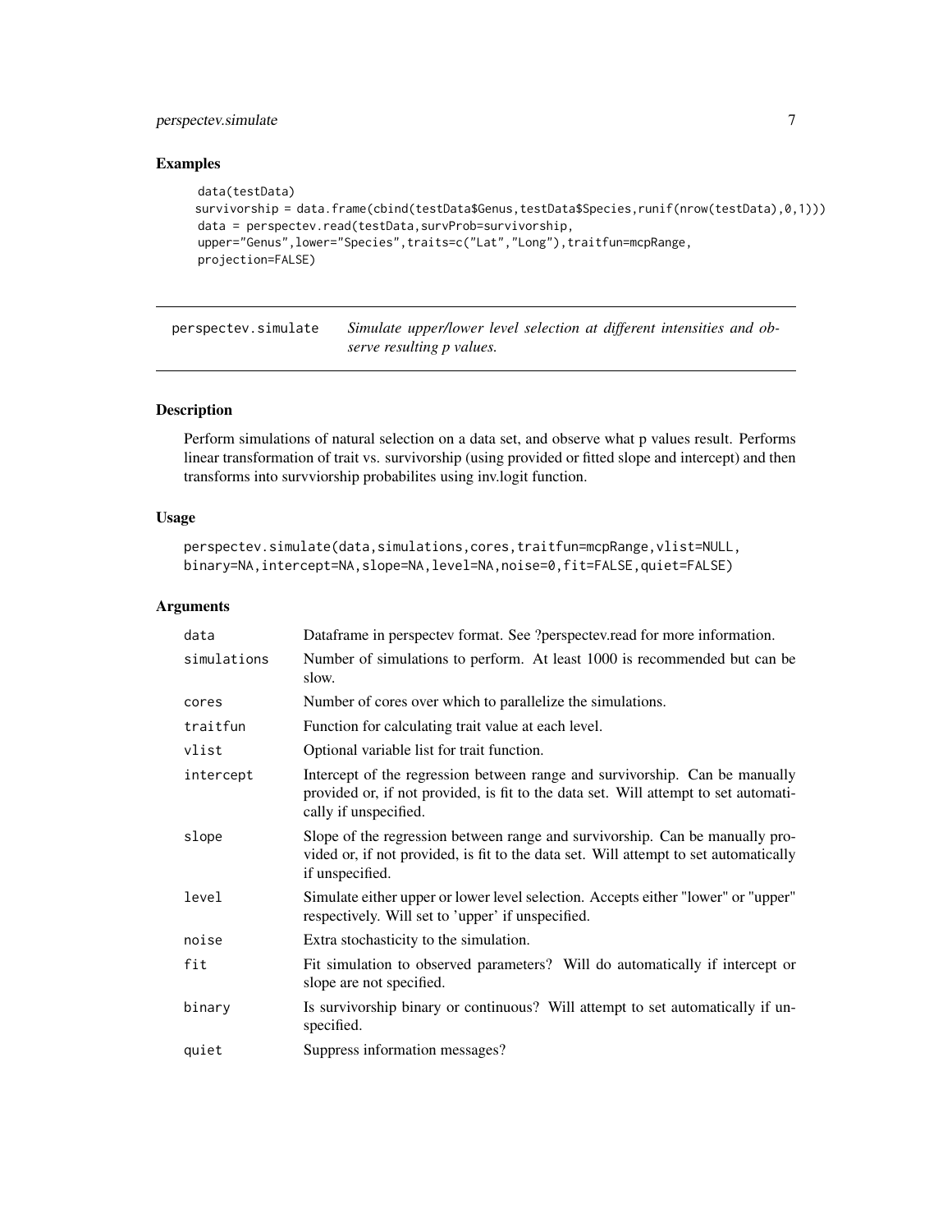## Examples

```
data(testData)
survivorship = data.frame(cbind(testData$Genus,testData$Species,runif(nrow(testData),0,1)))
data = perspectev.read(testData,survProb=survivorship,
upper="Genus",lower="Species",traits=c("Lat","Long"),traitfun=mcpRange,
projection=FALSE)
```

---

# perspectev.simulate

*Simulate upper/lower level selection at different intensities and observe resulting p values.*

## Description

Perform simulations of natural selection on a data set, and observe what p values result. Performs linear transformation of trait vs. survivorship (using provided or fitted slope and intercept) and then transforms into survviorship probabilites using inv.logit function.

## Usage

```
perspectev.simulate(data,simulations,cores,traitfun=mcpRange,vlist=NULL,
binary=NA,intercept=NA,slope=NA,level=NA,noise=0,fit=FALSE,quiet=FALSE)
```

## Arguments

| | |
|---|---|
| `data` | Dataframe in perspectev format. See ?perspectev.read for more information. |
| `simulations` | Number of simulations to perform. At least 1000 is recommended but can be slow. |
| `cores` | Number of cores over which to parallelize the simulations. |
| `traitfun` | Function for calculating trait value at each level. |
| `vlist` | Optional variable list for trait function. |
| `intercept` | Intercept of the regression between range and survivorship. Can be manually provided or, if not provided, is fit to the data set. Will attempt to set automatically if unspecified. |
| `slope` | Slope of the regression between range and survivorship. Can be manually provided or, if not provided, is fit to the data set. Will attempt to set automatically if unspecified. |
| `level` | Simulate either upper or lower level selection. Accepts either "lower" or "upper" respectively. Will set to 'upper' if unspecified. |
| `noise` | Extra stochasticity to the simulation. |
| `fit` | Fit simulation to observed parameters? Will do automatically if intercept or slope are not specified. |
| `binary` | Is survivorship binary or continuous? Will attempt to set automatically if unspecified. |
| `quiet` | Suppress information messages? |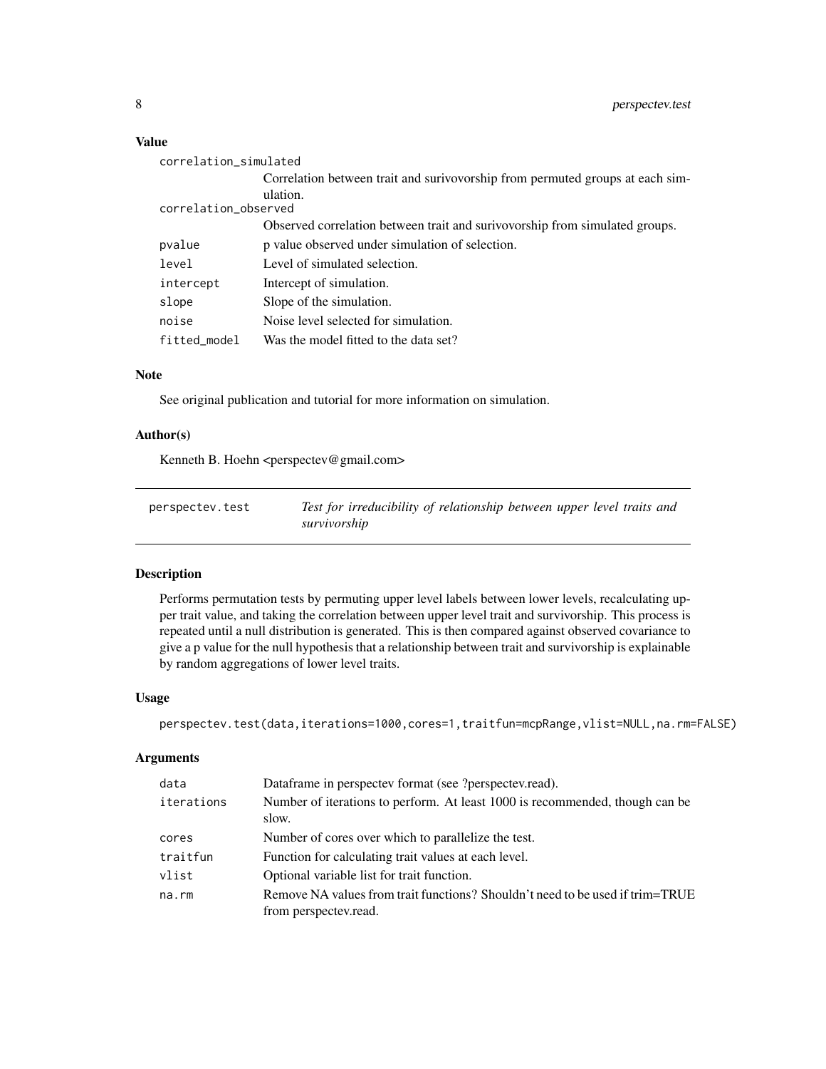### Value

| | |
|---|---|
| correlation_simulated | Correlation between trait and surivovorship from permuted groups at each simulation. |
| correlation_observed | Observed correlation between trait and surivovorship from simulated groups. |
| pvalue | p value observed under simulation of selection. |
| level | Level of simulated selection. |
| intercept | Intercept of simulation. |
| slope | Slope of the simulation. |
| noise | Noise level selected for simulation. |
| fitted_model | Was the model fitted to the data set? |

### Note

See original publication and tutorial for more information on simulation.

### Author(s)

Kenneth B. Hoehn <perspectev@gmail.com>

---

## perspectev.test — *Test for irreducibility of relationship between upper level traits and survivorship*

### Description

Performs permutation tests by permuting upper level labels between lower levels, recalculating upper trait value, and taking the correlation between upper level trait and survivorship. This process is repeated until a null distribution is generated. This is then compared against observed covariance to give a p value for the null hypothesis that a relationship between trait and survivorship is explainable by random aggregations of lower level traits.

### Usage

```
perspectev.test(data,iterations=1000,cores=1,traitfun=mcpRange,vlist=NULL,na.rm=FALSE)
```

### Arguments

| | |
|---|---|
| data | Dataframe in perspectev format (see ?perspectev.read). |
| iterations | Number of iterations to perform. At least 1000 is recommended, though can be slow. |
| cores | Number of cores over which to parallelize the test. |
| traitfun | Function for calculating trait values at each level. |
| vlist | Optional variable list for trait function. |
| na.rm | Remove NA values from trait functions? Shouldn't need to be used if trim=TRUE from perspectev.read. |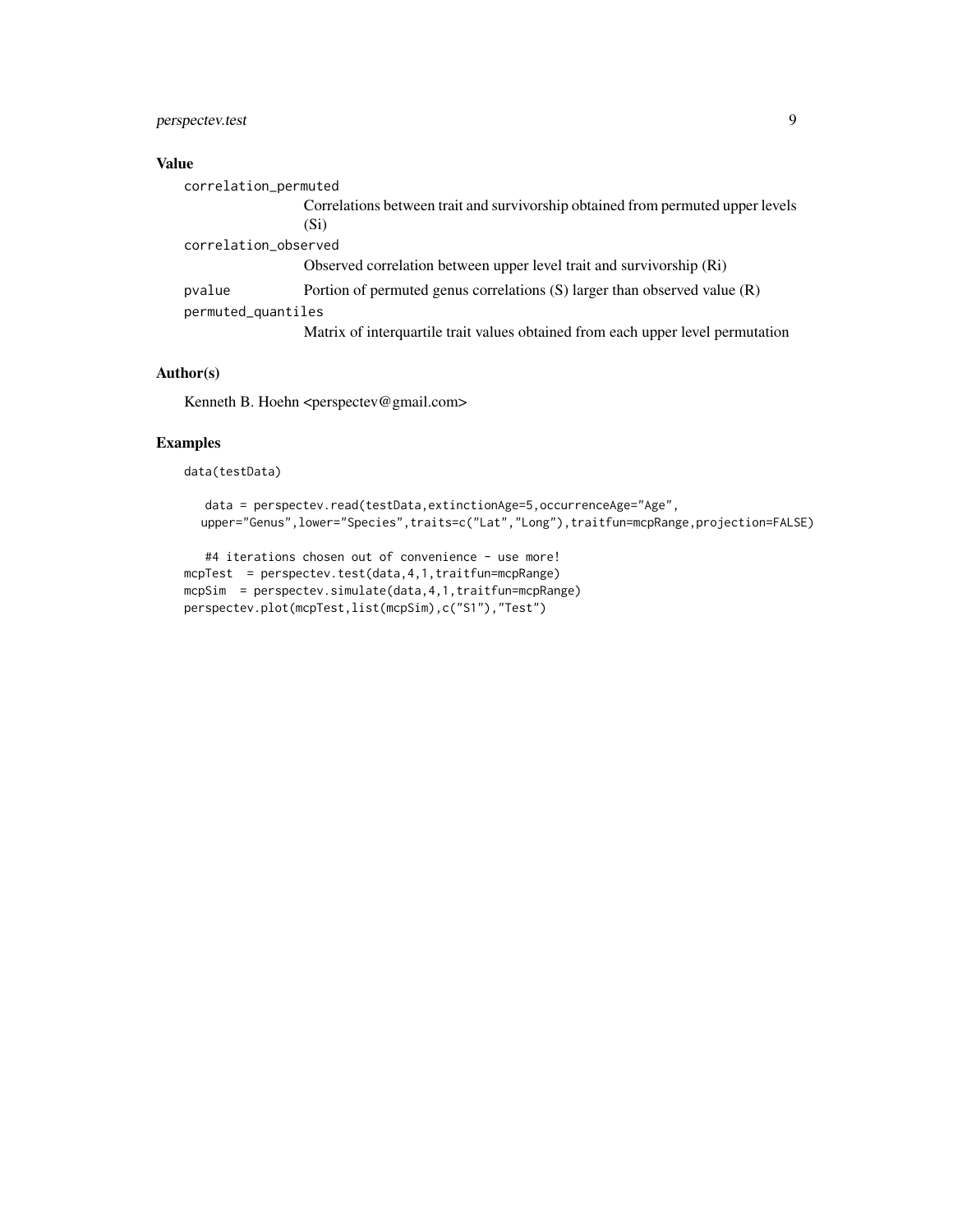## Value

`correlation_permuted`
: Correlations between trait and survivorship obtained from permuted upper levels (Si)

`correlation_observed`
: Observed correlation between upper level trait and survivorship (Ri)

`pvalue`
: Portion of permuted genus correlations (S) larger than observed value (R)

`permuted_quantiles`
: Matrix of interquartile trait values obtained from each upper level permutation

## Author(s)

Kenneth B. Hoehn <perspectev@gmail.com>

## Examples

```
data(testData)

   data = perspectev.read(testData,extinctionAge=5,occurrenceAge="Age",
  upper="Genus",lower="Species",traits=c("Lat","Long"),traitfun=mcpRange,projection=FALSE)

   #4 iterations chosen out of convenience - use more!
mcpTest  = perspectev.test(data,4,1,traitfun=mcpRange)
mcpSim  = perspectev.simulate(data,4,1,traitfun=mcpRange)
perspectev.plot(mcpTest,list(mcpSim),c("S1"),"Test")
```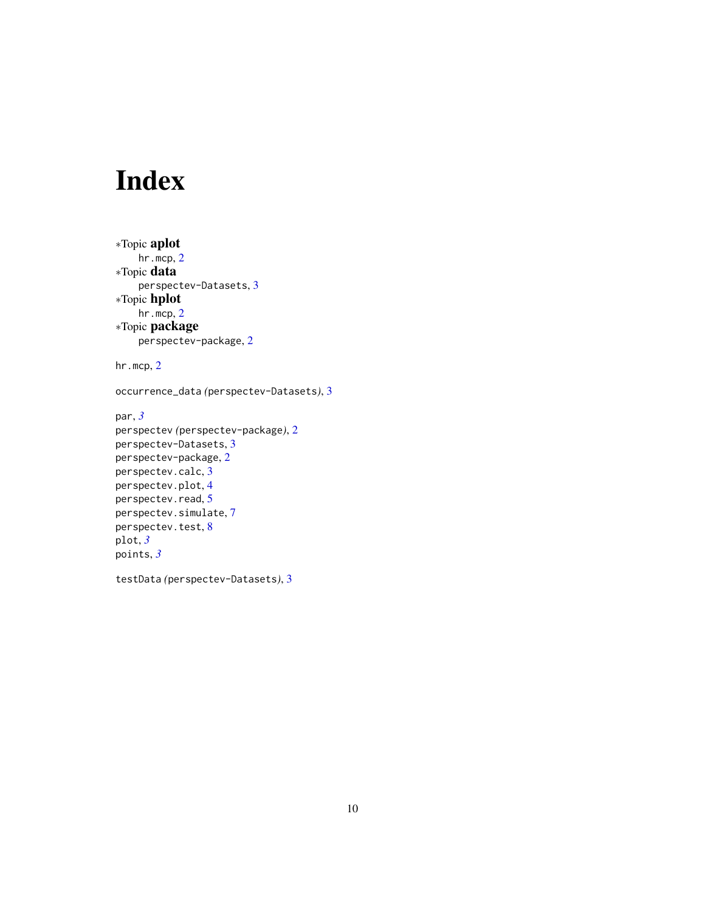# Index

*Topic **aplot**
  hr.mcp, 2
*Topic **data**
  perspectev-Datasets, 3
*Topic **hplot**
  hr.mcp, 2
*Topic **package**
  perspectev-package, 2

hr.mcp, 2

occurrence_data *(*perspectev-Datasets*)*, 3

par, *3*
perspectev *(*perspectev-package*)*, 2
perspectev-Datasets, 3
perspectev-package, 2
perspectev.calc, 3
perspectev.plot, 4
perspectev.read, 5
perspectev.simulate, 7
perspectev.test, 8
plot, *3*
points, *3*

testData *(*perspectev-Datasets*)*, 3